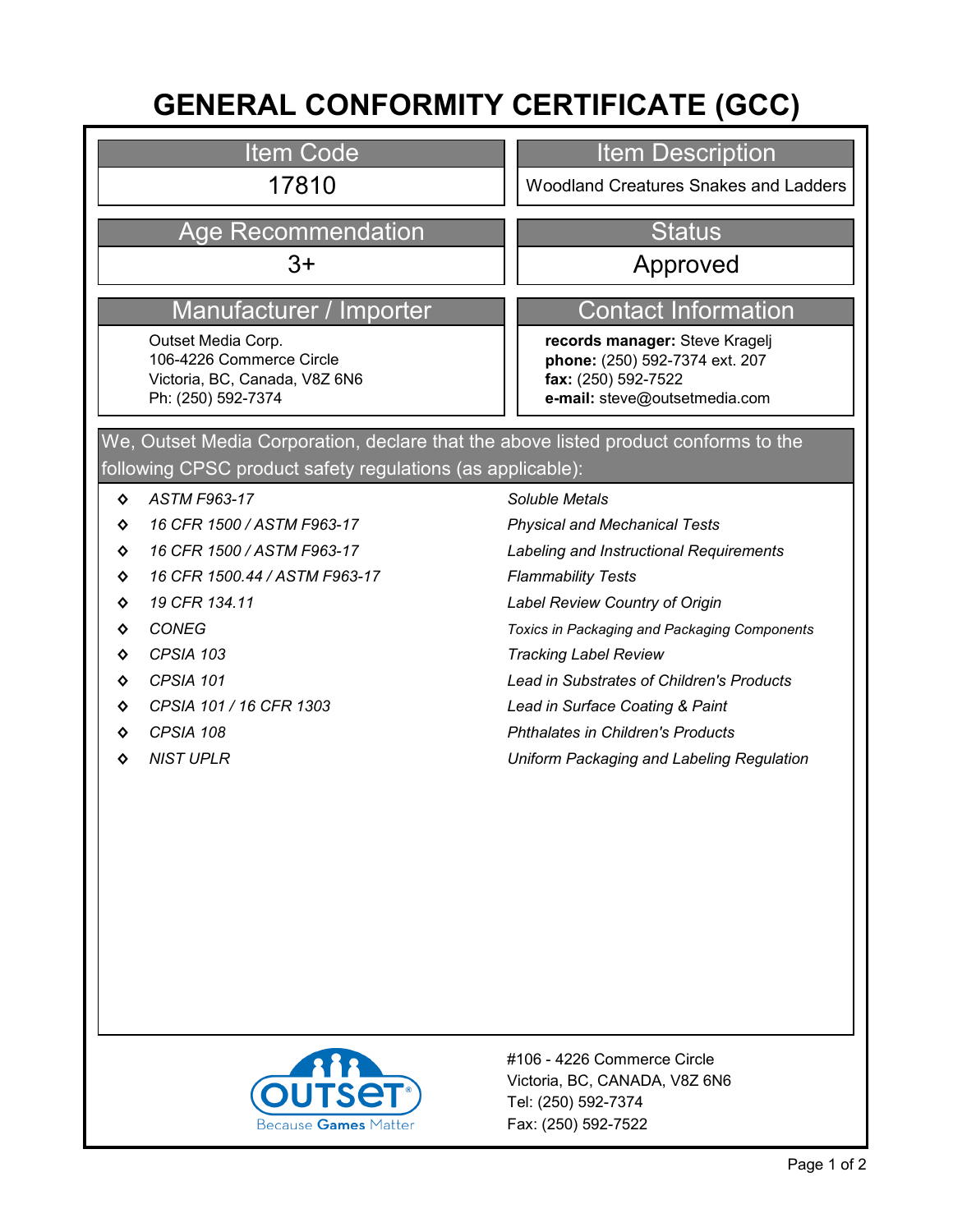# GENERAL CONFORMITY CERTIFICATE (GCC)

| Item Code | Item Description |
|---|---|
| 17810 | Woodland Creatures Snakes and Ladders |

| Age Recommendation | Status |
|---|---|
| 3+ | Approved |

| Manufacturer / Importer | Contact Information |
|---|---|
| Outset Media Corp.<br>106-4226 Commerce Circle<br>Victoria, BC, Canada, V8Z 6N6<br>Ph: (250) 592-7374 | **records manager:** Steve Kragelj<br>**phone:** (250) 592-7374 ext. 207<br>**fax:** (250) 592-7522<br>**e-mail:** steve@outsetmedia.com |

We, Outset Media Corporation, declare that the above listed product conforms to the following CPSC product safety regulations (as applicable):

| Regulation | Description |
|---|---|
| *ASTM F963-17* | *Soluble Metals* |
| *16 CFR 1500 / ASTM F963-17* | *Physical and Mechanical Tests* |
| *16 CFR 1500 / ASTM F963-17* | *Labeling and Instructional Requirements* |
| *16 CFR 1500.44 / ASTM F963-17* | *Flammability Tests* |
| *19 CFR 134.11* | *Label Review Country of Origin* |
| *CONEG* | *Toxics in Packaging and Packaging Components* |
| *CPSIA 103* | *Tracking Label Review* |
| *CPSIA 101* | *Lead in Substrates of Children's Products* |
| *CPSIA 101 / 16 CFR 1303* | *Lead in Surface Coating & Paint* |
| *CPSIA 108* | *Phthalates in Children's Products* |
| *NIST UPLR* | *Uniform Packaging and Labeling Regulation* |

OUTSET® Because Games Matter

#106 - 4226 Commerce Circle
Victoria, BC, CANADA, V8Z 6N6
Tel: (250) 592-7374
Fax: (250) 592-7522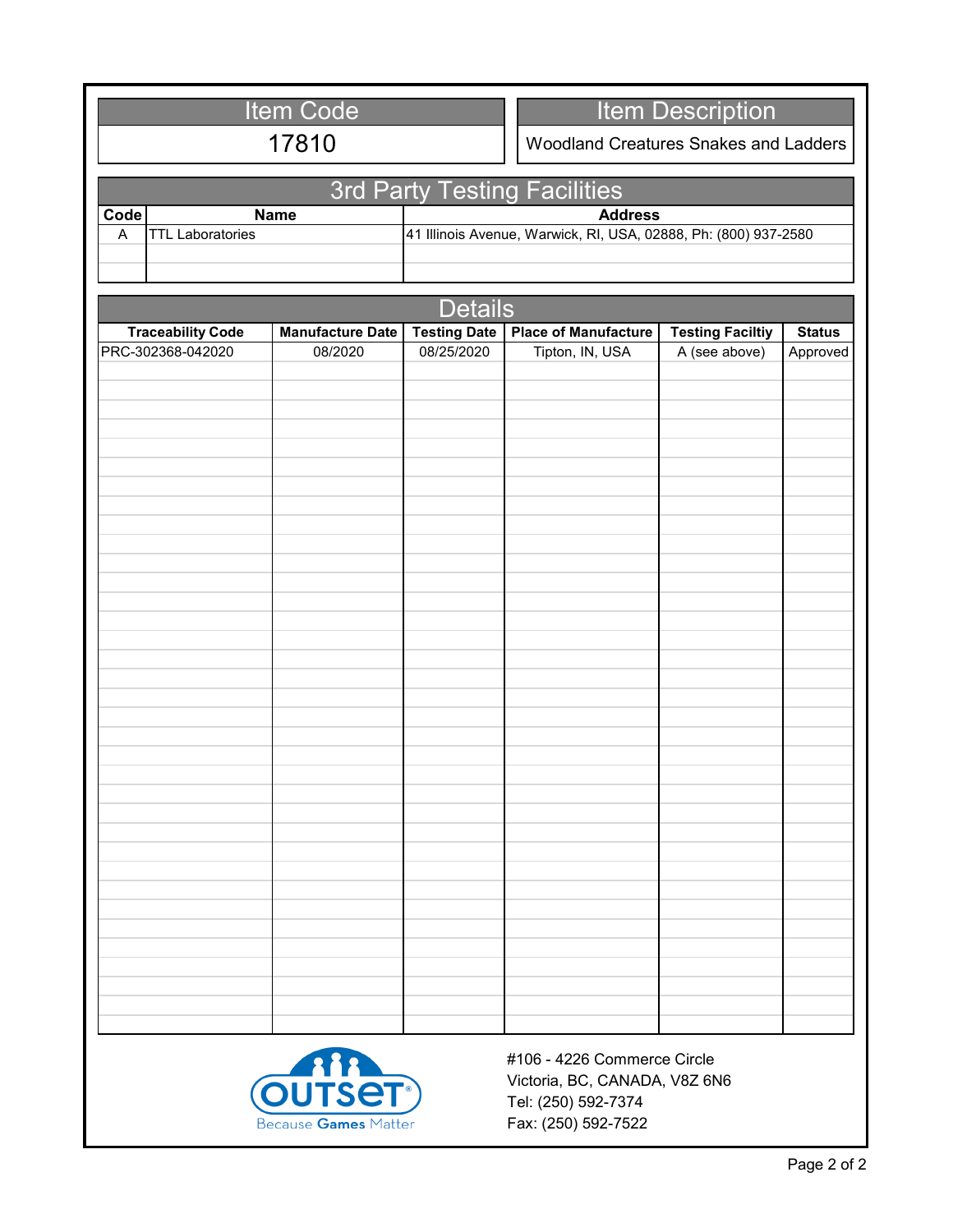| Item Code | Item Description |
|---|---|
| 17810 | Woodland Creatures Snakes and Ladders |

## 3rd Party Testing Facilities

| Code | Name | Address |
|---|---|---|
| A | TTL Laboratories | 41 Illinois Avenue, Warwick, RI, USA, 02888, Ph: (800) 937-2580 |

## Details

| Traceability Code | Manufacture Date | Testing Date | Place of Manufacture | Testing Faciltiy | Status |
|---|---|---|---|---|---|
| PRC-302368-042020 | 08/2020 | 08/25/2020 | Tipton, IN, USA | A (see above) | Approved |

OUTSET®
Because Games Matter

#106 - 4226 Commerce Circle
Victoria, BC, CANADA, V8Z 6N6
Tel: (250) 592-7374
Fax: (250) 592-7522